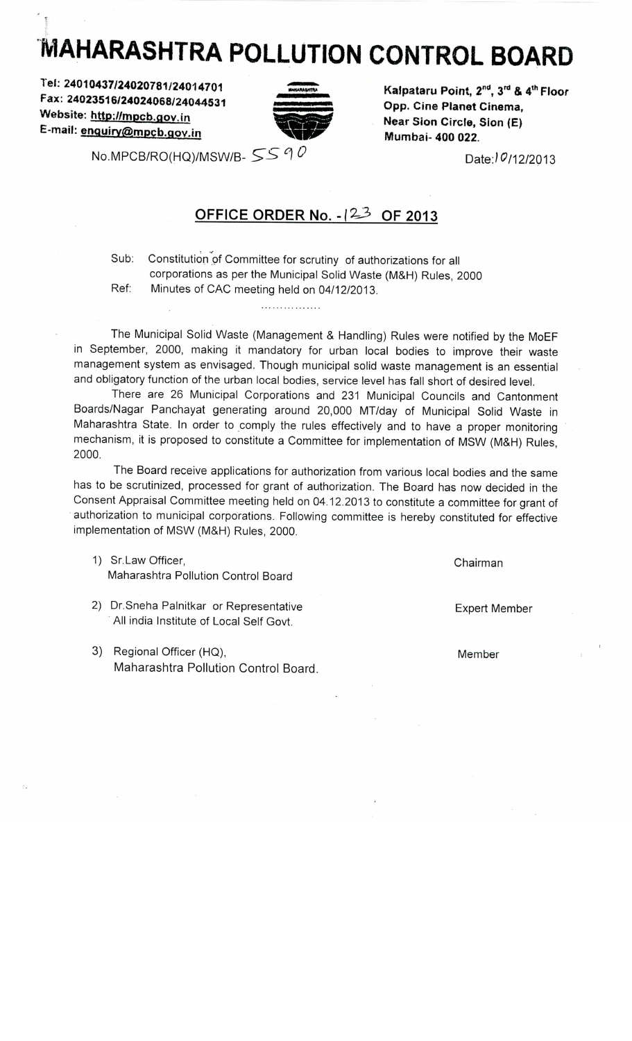# MAHARASHTRA POLLUTION CONTROL BOARD

Tel: 24010437/24020781/24014701
Fax: 24023516/24024068/24044531
Website: http://mpcb.gov.in
E-mail: enquiry@mpcb.gov.in

Kalpataru Point, 2nd, 3rd & 4th Floor
Opp. Cine Planet Cinema,
Near Sion Circle, Sion (E)
Mumbai- 400 022.

No.MPCB/RO(HQ)/MSW/B- 5590

Date: 10/12/2013

## OFFICE ORDER No. - 123 OF 2013

Sub: Constitution of Committee for scrutiny of authorizations for all corporations as per the Municipal Solid Waste (M&H) Rules, 2000

Ref: Minutes of CAC meeting held on 04/12/2013.

................

The Municipal Solid Waste (Management & Handling) Rules were notified by the MoEF in September, 2000, making it mandatory for urban local bodies to improve their waste management system as envisaged. Though municipal solid waste management is an essential and obligatory function of the urban local bodies, service level has fall short of desired level.

There are 26 Municipal Corporations and 231 Municipal Councils and Cantonment Boards/Nagar Panchayat generating around 20,000 MT/day of Municipal Solid Waste in Maharashtra State. In order to comply the rules effectively and to have a proper monitoring mechanism, it is proposed to constitute a Committee for implementation of MSW (M&H) Rules, 2000.

The Board receive applications for authorization from various local bodies and the same has to be scrutinized, processed for grant of authorization. The Board has now decided in the Consent Appraisal Committee meeting held on 04.12.2013 to constitute a committee for grant of authorization to municipal corporations. Following committee is hereby constituted for effective implementation of MSW (M&H) Rules, 2000.

1) Sr.Law Officer, Maharashtra Pollution Control Board — Chairman

2) Dr.Sneha Palnitkar or Representative All india Institute of Local Self Govt. — Expert Member

3) Regional Officer (HQ), Maharashtra Pollution Control Board. — Member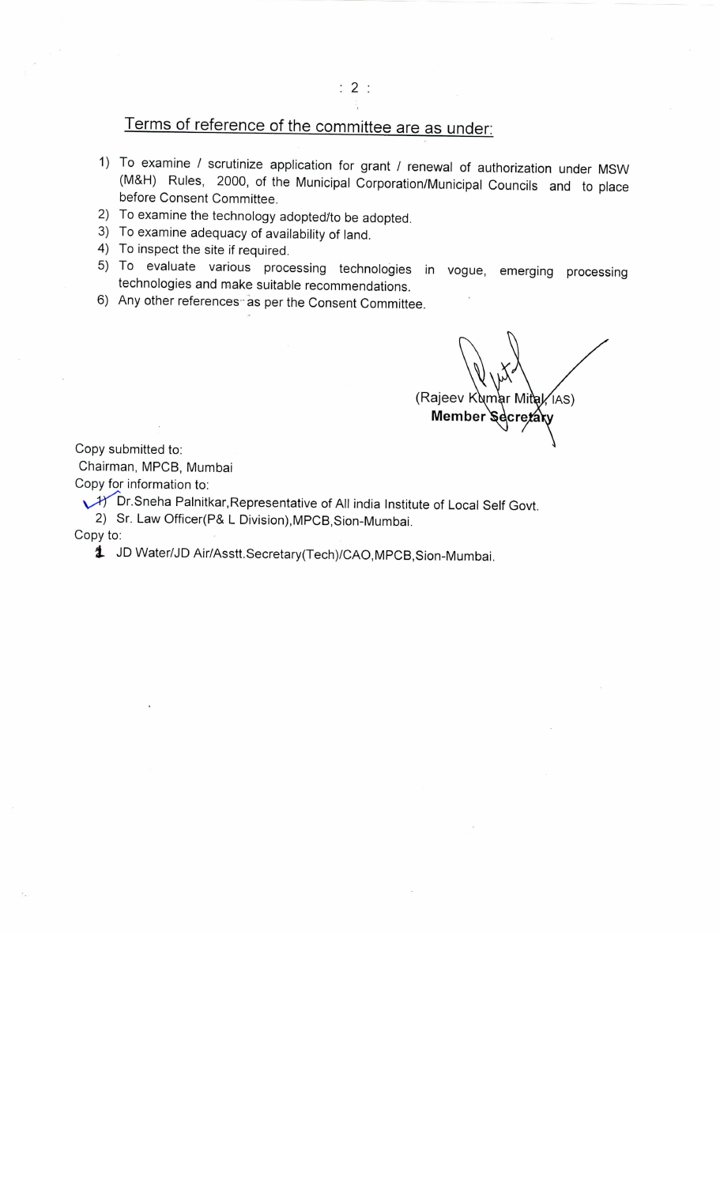## Terms of reference of the committee are as under:

1) To examine / scrutinize application for grant / renewal of authorization under MSW (M&H) Rules, 2000, of the Municipal Corporation/Municipal Councils and to place before Consent Committee.
2) To examine the technology adopted/to be adopted.
3) To examine adequacy of availability of land.
4) To inspect the site if required.
5) To evaluate various processing technologies in vogue, emerging processing technologies and make suitable recommendations.
6) Any other references as per the Consent Committee.

(Rajeev Kumar Mital, IAS)
**Member Secretary**

Copy submitted to:
Chairman, MPCB, Mumbai
Copy for information to:
1) Dr.Sneha Palnitkar,Representative of All india Institute of Local Self Govt.
2) Sr. Law Officer(P& L Division),MPCB,Sion-Mumbai.
Copy to:
1. JD Water/JD Air/Asstt.Secretary(Tech)/CAO,MPCB,Sion-Mumbai.